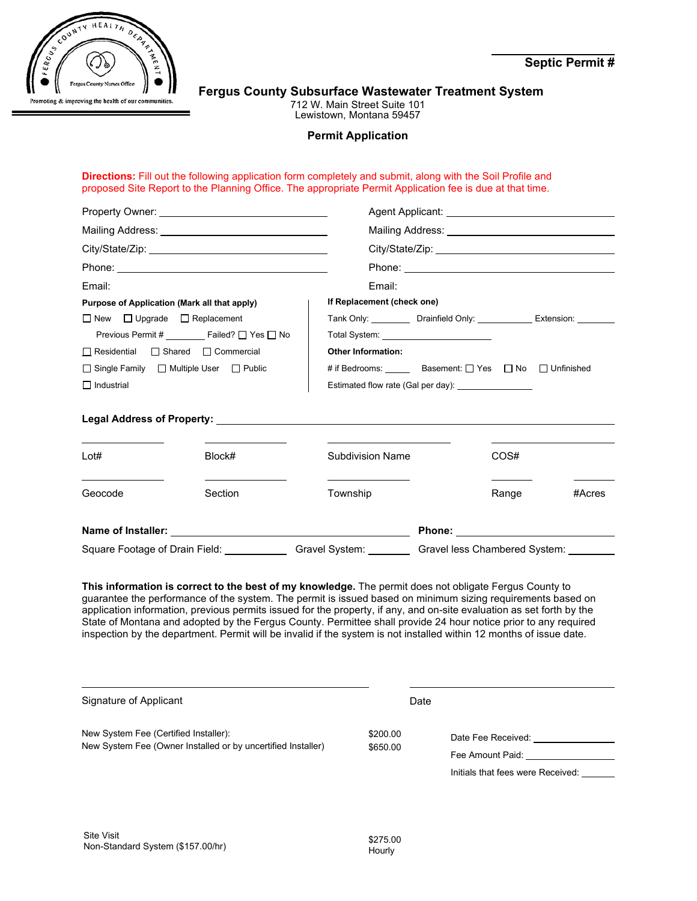Promoting & improving the health of our communities.

**Septic Permit #**

## Fergus County Subsurface Wastewater Treatment System

712 W. Main Street Suite 101
Lewistown, Montana 59457

### Permit Application

**Directions:** Fill out the following application form completely and submit, along with the Soil Profile and proposed Site Report to the Planning Office. The appropriate Permit Application fee is due at that time.

Property Owner: ____________________
Mailing Address: ____________________
City/State/Zip: ____________________
Phone: ____________________
Email:

Agent Applicant: ____________________
Mailing Address: ____________________
City/State/Zip: ____________________
Phone: ____________________
Email:

**Purpose of Application (Mark all that apply)**

☐ New ☐ Upgrade ☐ Replacement

Previous Permit # ________ Failed? ☐ Yes ☐ No

☐ Residential ☐ Shared ☐ Commercial

☐ Single Family ☐ Multiple User ☐ Public

☐ Industrial

**If Replacement (check one)**

Tank Only: ________ Drainfield Only: ________ Extension: ________

Total System: ________

**Other Information:**

# if Bedrooms: ______ Basement: ☐ Yes ☐ No ☐ Unfinished

Estimated flow rate (Gal per day): ________

**Legal Address of Property:** ____________________

Lot# ________ Block# ________ Subdivision Name ________ COS# ________

Geocode ________ Section ________ Township ________ Range ________ #Acres ________

**Name of Installer:** ____________________ **Phone:** ____________________

Square Footage of Drain Field: ________ Gravel System: ________ Gravel less Chambered System: ________

**This information is correct to the best of my knowledge.** The permit does not obligate Fergus County to guarantee the performance of the system. The permit is issued based on minimum sizing requirements based on application information, previous permits issued for the property, if any, and on-site evaluation as set forth by the State of Montana and adopted by the Fergus County. Permittee shall provide 24 hour notice prior to any required inspection by the department. Permit will be invalid if the system is not installed within 12 months of issue date.

____________________ Signature of Applicant

____________________ Date

| | |
|---|---|
| New System Fee (Certified Installer): | $200.00 |
| New System Fee (Owner Installed or by uncertified Installer) | $650.00 |

Date Fee Received: ________
Fee Amount Paid: ________
Initials that fees were Received: ________

| | |
|---|---|
| Site Visit | $275.00 |
| Non-Standard System ($157.00/hr) | Hourly |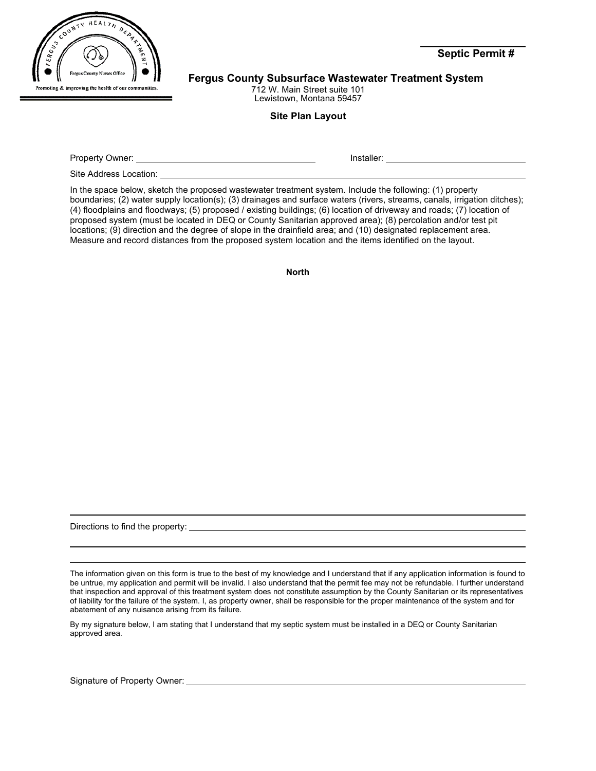Septic Permit # \_\_\_\_\_\_\_\_\_\_\_\_

**Fergus County Subsurface Wastewater Treatment System**

712 W. Main Street suite 101
Lewistown, Montana 59457

**Site Plan Layout**

Property Owner: \_\_\_\_\_\_\_\_\_\_\_\_\_\_\_\_\_\_\_\_\_\_\_\_\_\_\_\_ Installer: \_\_\_\_\_\_\_\_\_\_\_\_\_\_\_\_\_\_\_\_\_\_\_\_\_\_\_\_

Site Address Location: \_\_\_\_\_\_\_\_\_\_\_\_\_\_\_\_\_\_\_\_\_\_\_\_\_\_\_\_\_\_\_\_\_\_\_\_\_\_\_\_\_\_\_\_\_\_\_\_\_\_\_\_

In the space below, sketch the proposed wastewater treatment system. Include the following: (1) property boundaries; (2) water supply location(s); (3) drainages and surface waters (rivers, streams, canals, irrigation ditches); (4) floodplains and floodways; (5) proposed / existing buildings; (6) location of driveway and roads; (7) location of proposed system (must be located in DEQ or County Sanitarian approved area); (8) percolation and/or test pit locations; (9) direction and the degree of slope in the drainfield area; and (10) designated replacement area. Measure and record distances from the proposed system location and the items identified on the layout.

**North**

Directions to find the property: \_\_\_\_\_\_\_\_\_\_\_\_\_\_\_\_\_\_\_\_\_\_\_\_\_\_\_\_\_\_\_\_\_\_\_\_\_\_\_\_\_\_\_\_\_\_\_\_\_\_\_\_

The information given on this form is true to the best of my knowledge and I understand that if any application information is found to be untrue, my application and permit will be invalid. I also understand that the permit fee may not be refundable. I further understand that inspection and approval of this treatment system does not constitute assumption by the County Sanitarian or its representatives of liability for the failure of the system. I, as property owner, shall be responsible for the proper maintenance of the system and for abatement of any nuisance arising from its failure.

By my signature below, I am stating that I understand that my septic system must be installed in a DEQ or County Sanitarian approved area.

Signature of Property Owner: \_\_\_\_\_\_\_\_\_\_\_\_\_\_\_\_\_\_\_\_\_\_\_\_\_\_\_\_\_\_\_\_\_\_\_\_\_\_\_\_\_\_\_\_\_\_\_\_\_\_\_\_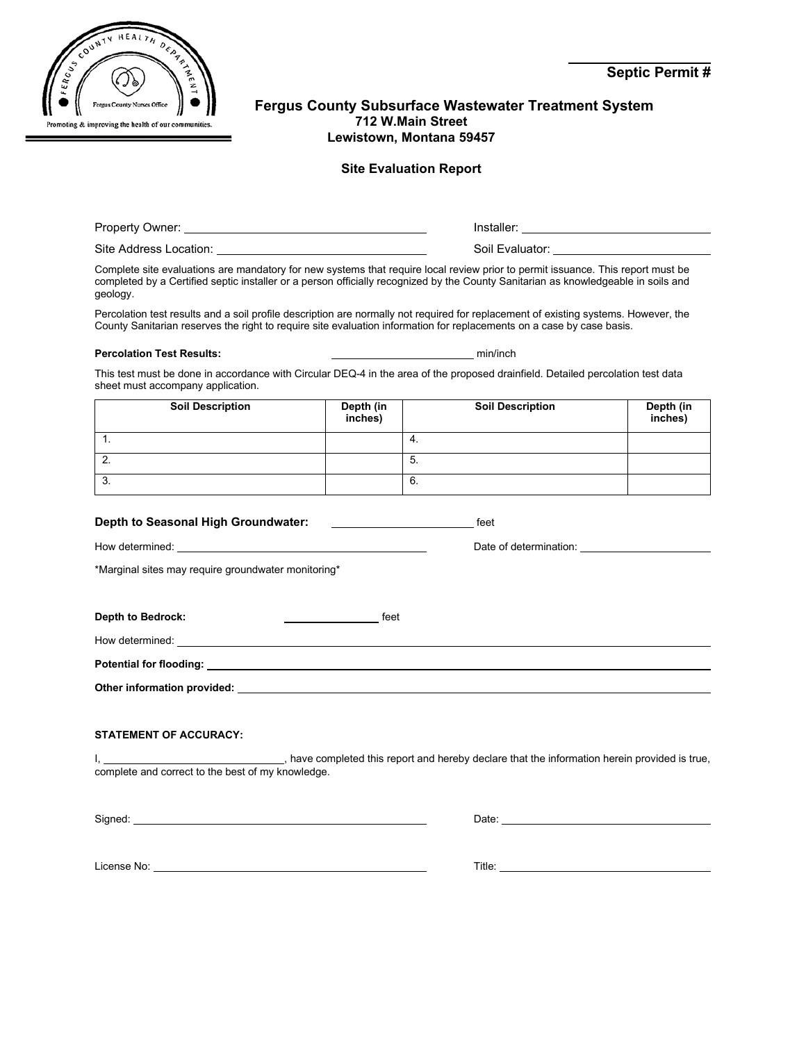Septic Permit # ____________

## Fergus County Subsurface Wastewater Treatment System

**712 W.Main Street**
**Lewistown, Montana 59457**

### Site Evaluation Report

Property Owner: ______________________ Installer: ______________________

Site Address Location: ______________________ Soil Evaluator: ______________________

Complete site evaluations are mandatory for new systems that require local review prior to permit issuance. This report must be completed by a Certified septic installer or a person officially recognized by the County Sanitarian as knowledgeable in soils and geology.

Percolation test results and a soil profile description are normally not required for replacement of existing systems. However, the County Sanitarian reserves the right to require site evaluation information for replacements on a case by case basis.

**Percolation Test Results:** ______________ min/inch

This test must be done in accordance with Circular DEQ-4 in the area of the proposed drainfield. Detailed percolation test data sheet must accompany application.

| Soil Description | Depth (in inches) | Soil Description | Depth (in inches) |
|---|---|---|---|
| 1. | | 4. | |
| 2. | | 5. | |
| 3. | | 6. | |

**Depth to Seasonal High Groundwater:** ______________ feet

How determined: ______________________ Date of determination: ______________________

*Marginal sites may require groundwater monitoring*

**Depth to Bedrock:** ______________ feet

How determined: ______________________

**Potential for flooding:** ______________________

**Other information provided:** ______________________

**STATEMENT OF ACCURACY:**

I, ______________________, have completed this report and hereby declare that the information herein provided is true, complete and correct to the best of my knowledge.

Signed: ______________________ Date: ______________________

License No: ______________________ Title: ______________________